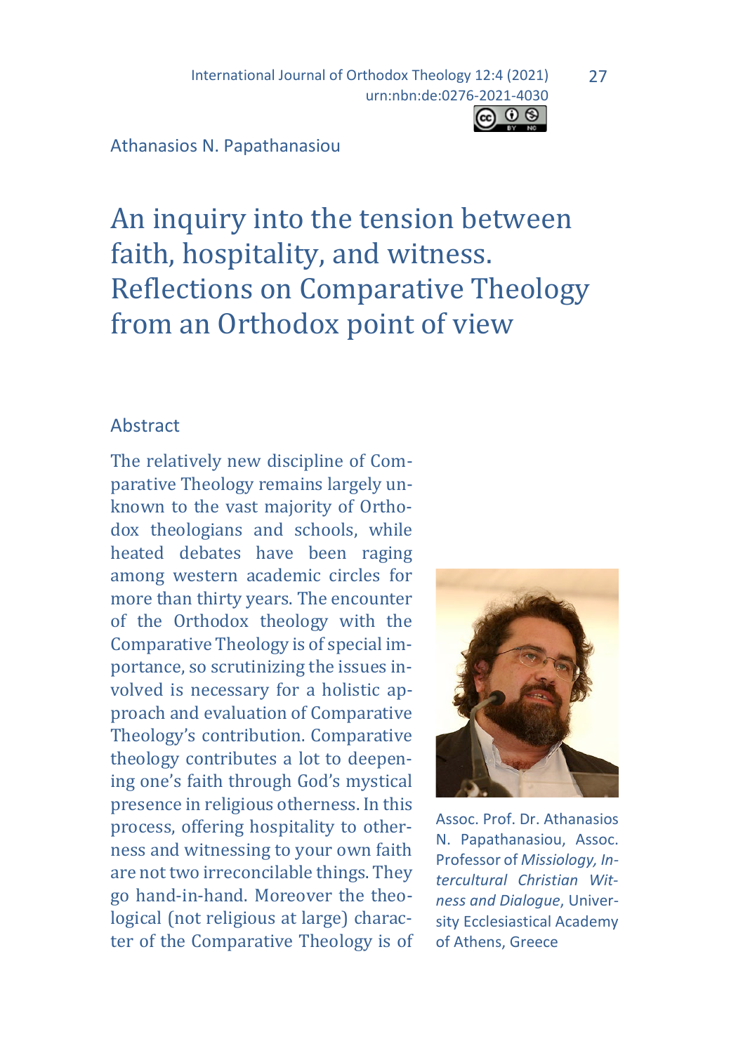Athanasios N. Papathanasiou

# An inquiry into the tension between faith, hospitality, and witness. Reflections on Comparative Theology from an Orthodox point of view

## Abstract

The relatively new discipline of Comparative Theology remains largely unknown to the vast majority of Orthodox theologians and schools, while heated debates have been raging among western academic circles for more than thirty years. The encounter of the Orthodox theology with the Comparative Theology is of special importance, so scrutinizing the issues involved is necessary for a holistic approach and evaluation of Comparative Theology's contribution. Comparative theology contributes a lot to deepening one's faith through God's mystical presence in religious otherness. In this process, offering hospitality to otherness and witnessing to your own faith are not two irreconcilable things. They go hand-in-hand. Moreover the theological (not religious at large) character of the Comparative Theology is of

Assoc. Prof. Dr. Athanasios N. Papathanasiou, Assoc. Professor of *Missiology, Intercultural Christian Witness and Dialogue*, University Ecclesiastical Academy of Athens, Greece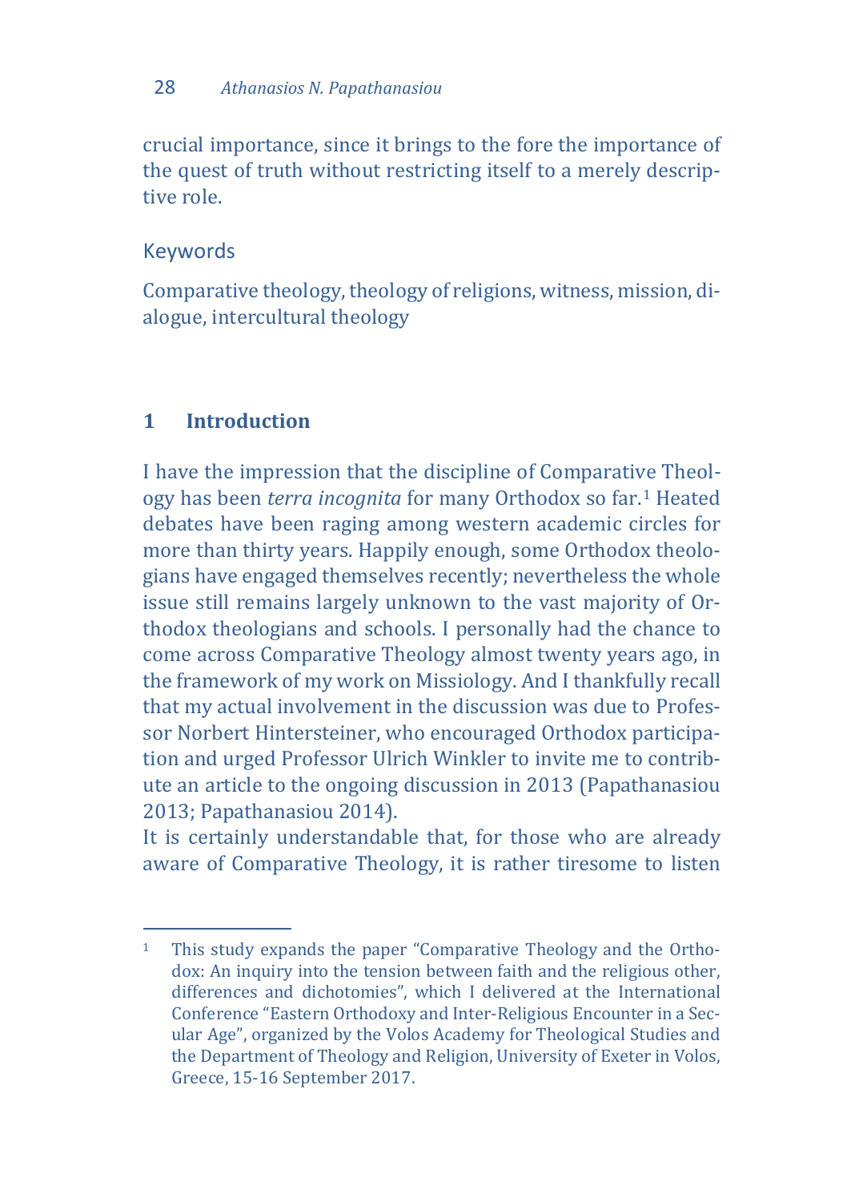crucial importance, since it brings to the fore the importance of the quest of truth without restricting itself to a merely descriptive role.

### Keywords

Comparative theology, theology of religions, witness, mission, dialogue, intercultural theology

## 1 Introduction

I have the impression that the discipline of Comparative Theology has been *terra incognita* for many Orthodox so far.[1] Heated debates have been raging among western academic circles for more than thirty years. Happily enough, some Orthodox theologians have engaged themselves recently; nevertheless the whole issue still remains largely unknown to the vast majority of Orthodox theologians and schools. I personally had the chance to come across Comparative Theology almost twenty years ago, in the framework of my work on Missiology. And I thankfully recall that my actual involvement in the discussion was due to Professor Norbert Hintersteiner, who encouraged Orthodox participation and urged Professor Ulrich Winkler to invite me to contribute an article to the ongoing discussion in 2013 (Papathanasiou 2013; Papathanasiou 2014).
It is certainly understandable that, for those who are already aware of Comparative Theology, it is rather tiresome to listen

---

[1] This study expands the paper "Comparative Theology and the Orthodox: An inquiry into the tension between faith and the religious other, differences and dichotomies", which I delivered at the International Conference "Eastern Orthodoxy and Inter-Religious Encounter in a Secular Age", organized by the Volos Academy for Theological Studies and the Department of Theology and Religion, University of Exeter in Volos, Greece, 15-16 September 2017.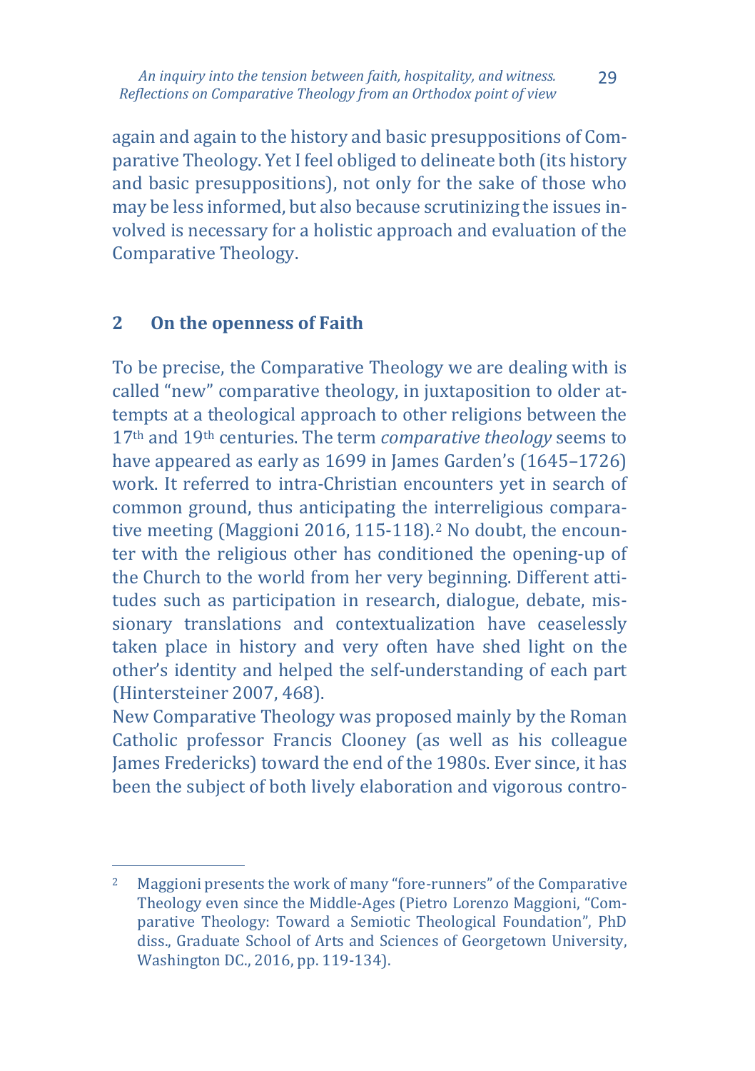again and again to the history and basic presuppositions of Comparative Theology. Yet I feel obliged to delineate both (its history and basic presuppositions), not only for the sake of those who may be less informed, but also because scrutinizing the issues involved is necessary for a holistic approach and evaluation of the Comparative Theology.

## 2 On the openness of Faith

To be precise, the Comparative Theology we are dealing with is called "new" comparative theology, in juxtaposition to older attempts at a theological approach to other religions between the 17th and 19th centuries. The term *comparative theology* seems to have appeared as early as 1699 in James Garden's (1645–1726) work. It referred to intra-Christian encounters yet in search of common ground, thus anticipating the interreligious comparative meeting (Maggioni 2016, 115-118).[2] No doubt, the encounter with the religious other has conditioned the opening-up of the Church to the world from her very beginning. Different attitudes such as participation in research, dialogue, debate, missionary translations and contextualization have ceaselessly taken place in history and very often have shed light on the other's identity and helped the self-understanding of each part (Hintersteiner 2007, 468).

New Comparative Theology was proposed mainly by the Roman Catholic professor Francis Clooney (as well as his colleague James Fredericks) toward the end of the 1980s. Ever since, it has been the subject of both lively elaboration and vigorous contro-

---

[2] Maggioni presents the work of many "fore-runners" of the Comparative Theology even since the Middle-Ages (Pietro Lorenzo Maggioni, "Comparative Theology: Toward a Semiotic Theological Foundation", PhD diss., Graduate School of Arts and Sciences of Georgetown University, Washington DC., 2016, pp. 119-134).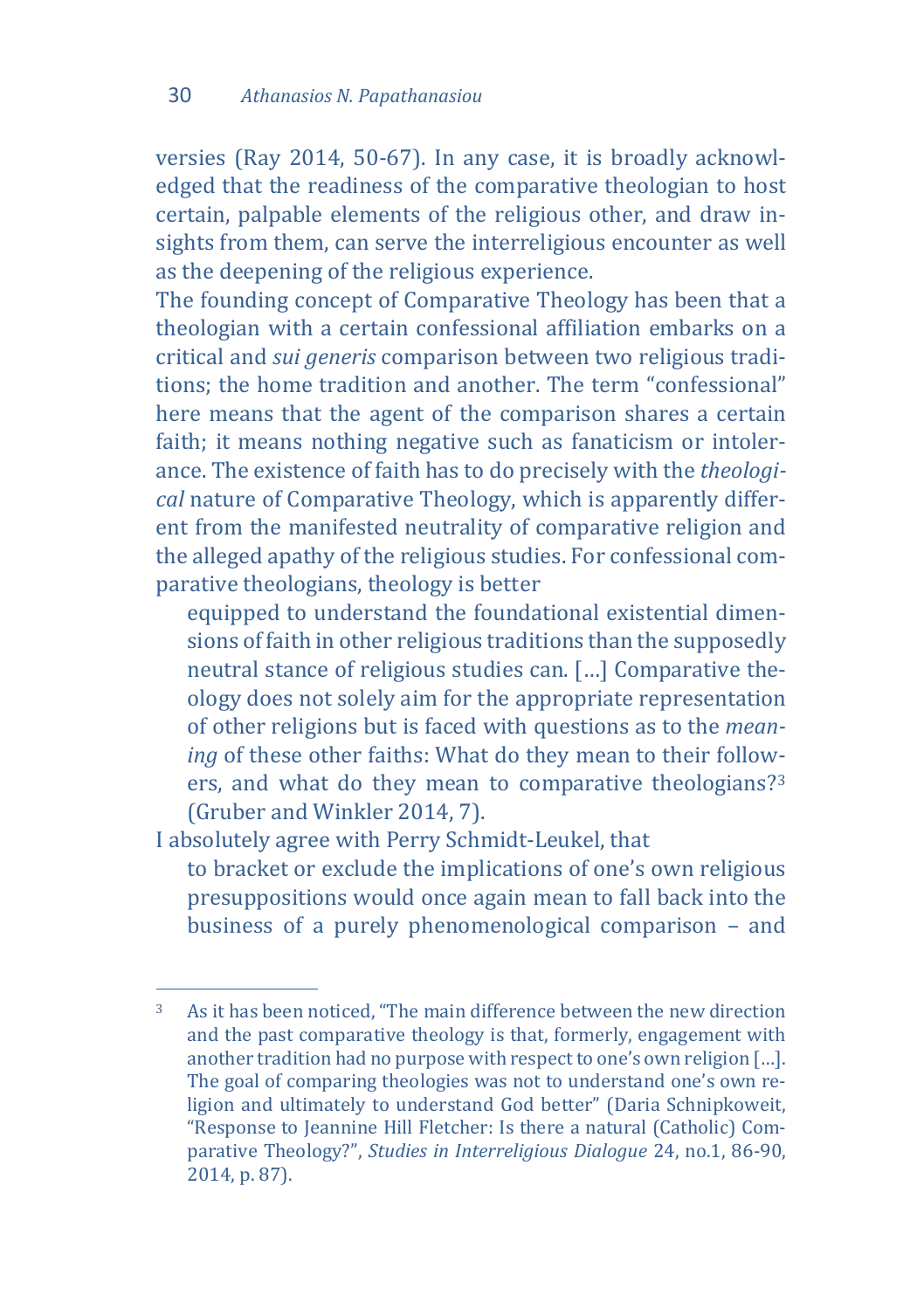versies (Ray 2014, 50-67). In any case, it is broadly acknowledged that the readiness of the comparative theologian to host certain, palpable elements of the religious other, and draw insights from them, can serve the interreligious encounter as well as the deepening of the religious experience.

The founding concept of Comparative Theology has been that a theologian with a certain confessional affiliation embarks on a critical and *sui generis* comparison between two religious traditions; the home tradition and another. The term "confessional" here means that the agent of the comparison shares a certain faith; it means nothing negative such as fanaticism or intolerance. The existence of faith has to do precisely with the *theological* nature of Comparative Theology, which is apparently different from the manifested neutrality of comparative religion and the alleged apathy of the religious studies. For confessional comparative theologians, theology is better

> equipped to understand the foundational existential dimensions of faith in other religious traditions than the supposedly neutral stance of religious studies can. […] Comparative theology does not solely aim for the appropriate representation of other religions but is faced with questions as to the *meaning* of these other faiths: What do they mean to their followers, and what do they mean to comparative theologians?[3] (Gruber and Winkler 2014, 7).

I absolutely agree with Perry Schmidt-Leukel, that

> to bracket or exclude the implications of one's own religious presuppositions would once again mean to fall back into the business of a purely phenomenological comparison – and

---

[3] As it has been noticed, "The main difference between the new direction and the past comparative theology is that, formerly, engagement with another tradition had no purpose with respect to one's own religion […]. The goal of comparing theologies was not to understand one's own religion and ultimately to understand God better" (Daria Schnipkoweit, "Response to Jeannine Hill Fletcher: Is there a natural (Catholic) Comparative Theology?", *Studies in Interreligious Dialogue* 24, no.1, 86-90, 2014, p. 87).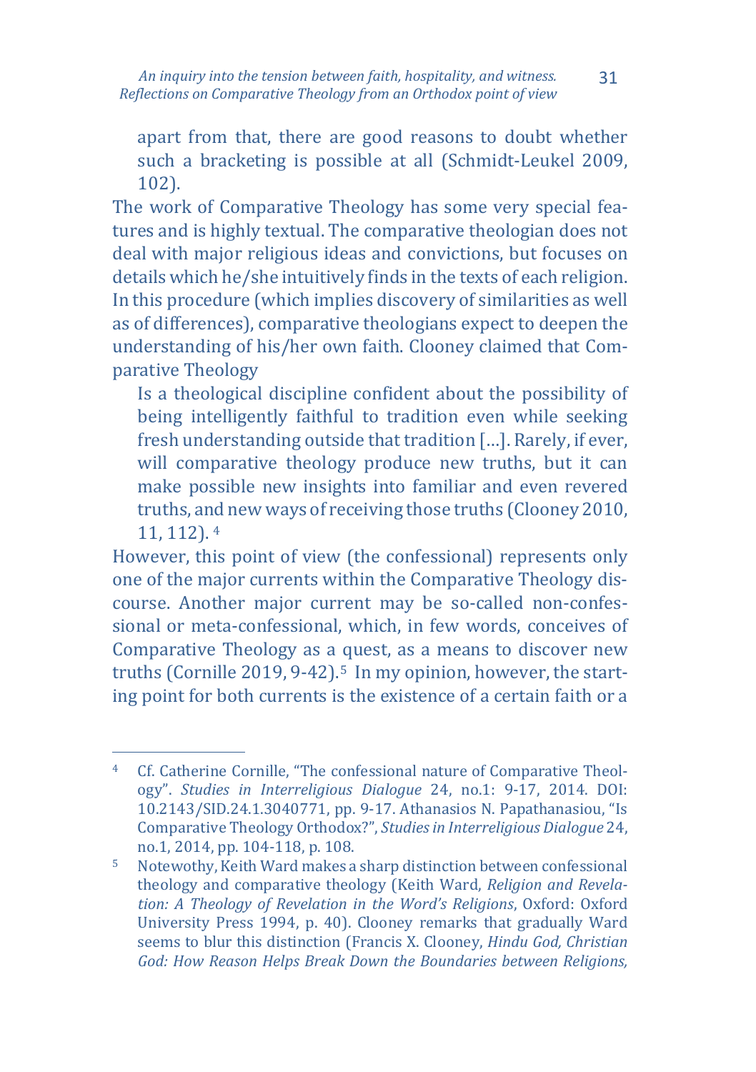apart from that, there are good reasons to doubt whether such a bracketing is possible at all (Schmidt-Leukel 2009, 102).

The work of Comparative Theology has some very special features and is highly textual. The comparative theologian does not deal with major religious ideas and convictions, but focuses on details which he/she intuitively finds in the texts of each religion. In this procedure (which implies discovery of similarities as well as of differences), comparative theologians expect to deepen the understanding of his/her own faith. Clooney claimed that Comparative Theology

> Is a theological discipline confident about the possibility of being intelligently faithful to tradition even while seeking fresh understanding outside that tradition […]. Rarely, if ever, will comparative theology produce new truths, but it can make possible new insights into familiar and even revered truths, and new ways of receiving those truths (Clooney 2010, 11, 112). [4]

However, this point of view (the confessional) represents only one of the major currents within the Comparative Theology discourse. Another major current may be so-called non-confessional or meta-confessional, which, in few words, conceives of Comparative Theology as a quest, as a means to discover new truths (Cornille 2019, 9-42).[5] In my opinion, however, the starting point for both currents is the existence of a certain faith or a

---

[4] Cf. Catherine Cornille, "The confessional nature of Comparative Theology". *Studies in Interreligious Dialogue* 24, no.1: 9-17, 2014. DOI: 10.2143/SID.24.1.3040771, pp. 9-17. Athanasios N. Papathanasiou, "Is Comparative Theology Orthodox?", *Studies in Interreligious Dialogue* 24, no.1, 2014, pp. 104-118, p. 108.

[5] Notewothy, Keith Ward makes a sharp distinction between confessional theology and comparative theology (Keith Ward, *Religion and Revelation: A Theology of Revelation in the Word's Religions*, Oxford: Oxford University Press 1994, p. 40). Clooney remarks that gradually Ward seems to blur this distinction (Francis X. Clooney, *Hindu God, Christian God: How Reason Helps Break Down the Boundaries between Religions,*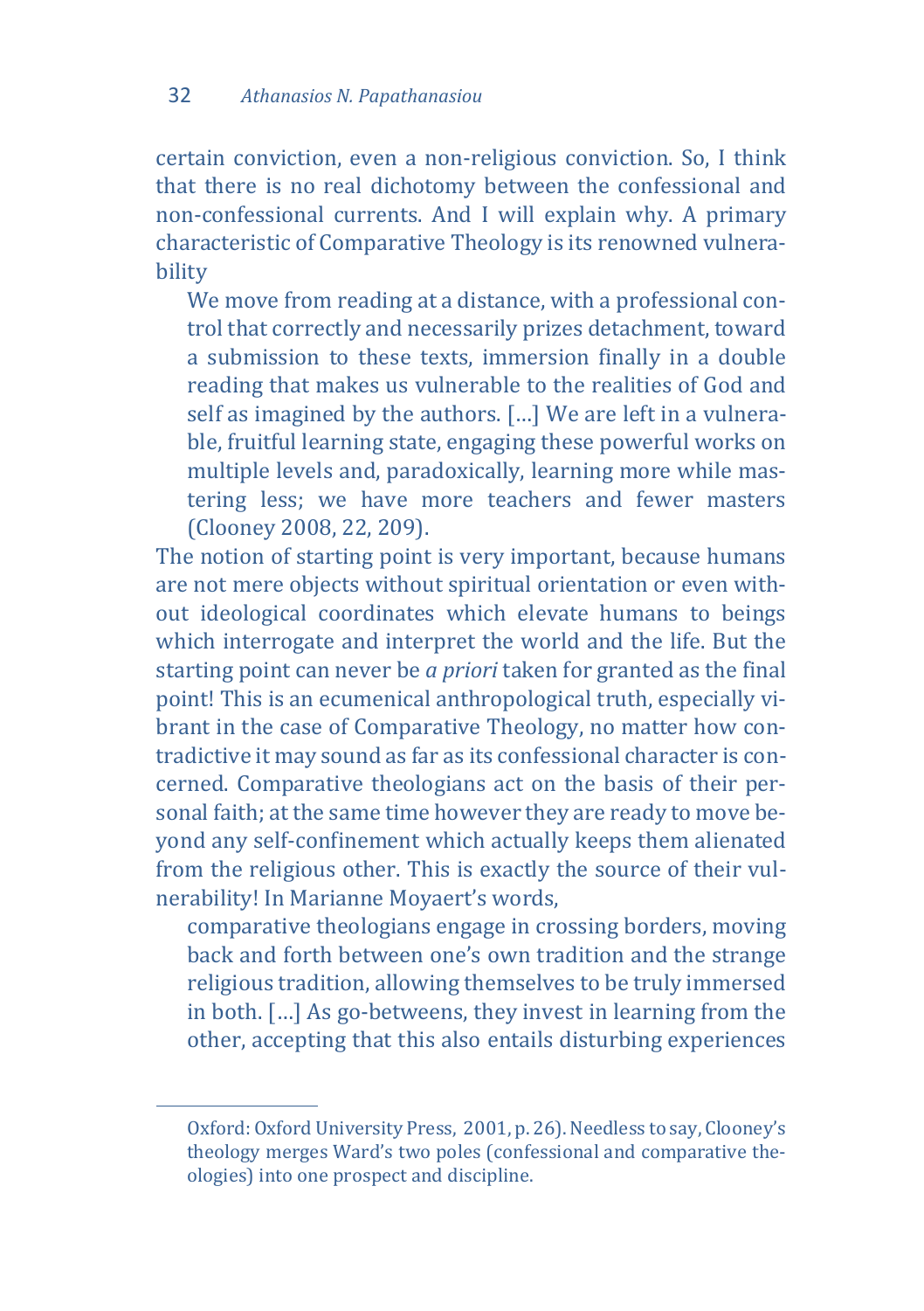certain conviction, even a non-religious conviction. So, I think that there is no real dichotomy between the confessional and non-confessional currents. And I will explain why. A primary characteristic of Comparative Theology is its renowned vulnerability

> We move from reading at a distance, with a professional control that correctly and necessarily prizes detachment, toward a submission to these texts, immersion finally in a double reading that makes us vulnerable to the realities of God and self as imagined by the authors. […] We are left in a vulnerable, fruitful learning state, engaging these powerful works on multiple levels and, paradoxically, learning more while mastering less; we have more teachers and fewer masters (Clooney 2008, 22, 209).

The notion of starting point is very important, because humans are not mere objects without spiritual orientation or even without ideological coordinates which elevate humans to beings which interrogate and interpret the world and the life. But the starting point can never be *a priori* taken for granted as the final point! This is an ecumenical anthropological truth, especially vibrant in the case of Comparative Theology, no matter how contradictive it may sound as far as its confessional character is concerned. Comparative theologians act on the basis of their personal faith; at the same time however they are ready to move beyond any self-confinement which actually keeps them alienated from the religious other. This is exactly the source of their vulnerability! In Marianne Moyaert's words,

> comparative theologians engage in crossing borders, moving back and forth between one's own tradition and the strange religious tradition, allowing themselves to be truly immersed in both. […] As go-betweens, they invest in learning from the other, accepting that this also entails disturbing experiences

---

Oxford: Oxford University Press, 2001, p. 26). Needless to say, Clooney's theology merges Ward's two poles (confessional and comparative theologies) into one prospect and discipline.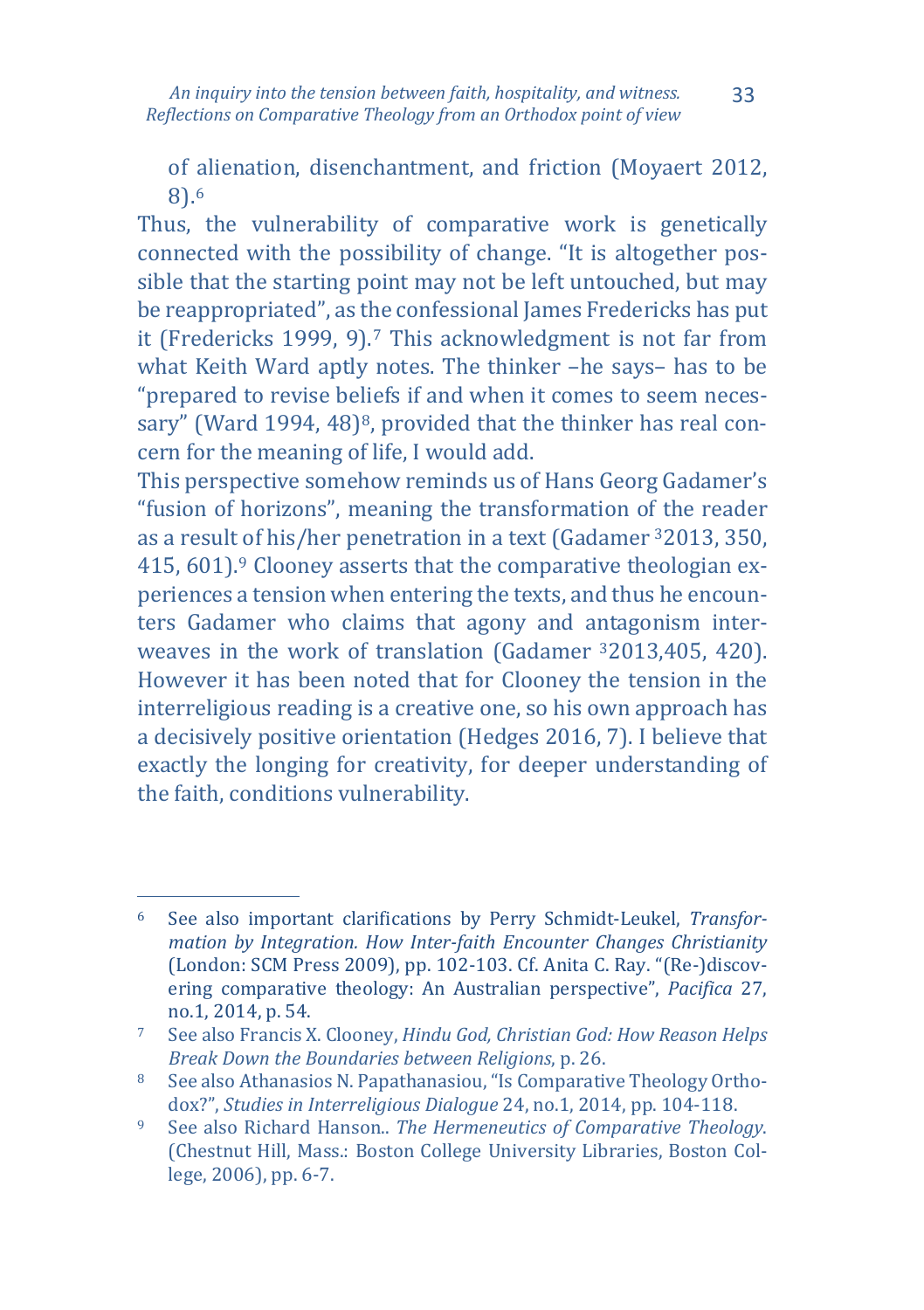of alienation, disenchantment, and friction (Moyaert 2012, 8).[6]

Thus, the vulnerability of comparative work is genetically connected with the possibility of change. "It is altogether possible that the starting point may not be left untouched, but may be reappropriated", as the confessional James Fredericks has put it (Fredericks 1999, 9).[7] This acknowledgment is not far from what Keith Ward aptly notes. The thinker –he says– has to be "prepared to revise beliefs if and when it comes to seem necessary" (Ward 1994, 48)[8], provided that the thinker has real concern for the meaning of life, I would add.

This perspective somehow reminds us of Hans Georg Gadamer's "fusion of horizons", meaning the transformation of the reader as a result of his/her penetration in a text (Gadamer [3]2013, 350, 415, 601).[9] Clooney asserts that the comparative theologian experiences a tension when entering the texts, and thus he encounters Gadamer who claims that agony and antagonism interweaves in the work of translation (Gadamer [3]2013,405, 420). However it has been noted that for Clooney the tension in the interreligious reading is a creative one, so his own approach has a decisively positive orientation (Hedges 2016, 7). I believe that exactly the longing for creativity, for deeper understanding of the faith, conditions vulnerability.

---

[6] See also important clarifications by Perry Schmidt-Leukel, *Transformation by Integration. How Inter-faith Encounter Changes Christianity* (London: SCM Press 2009), pp. 102-103. Cf. Anita C. Ray. "(Re-)discovering comparative theology: An Australian perspective", *Pacifica* 27, no.1, 2014, p. 54.

[7] See also Francis X. Clooney, *Hindu God, Christian God: How Reason Helps Break Down the Boundaries between Religions*, p. 26.

[8] See also Athanasios N. Papathanasiou, "Is Comparative Theology Orthodox?", *Studies in Interreligious Dialogue* 24, no.1, 2014, pp. 104-118.

[9] See also Richard Hanson.. *The Hermeneutics of Comparative Theology*. (Chestnut Hill, Mass.: Boston College University Libraries, Boston College, 2006), pp. 6-7.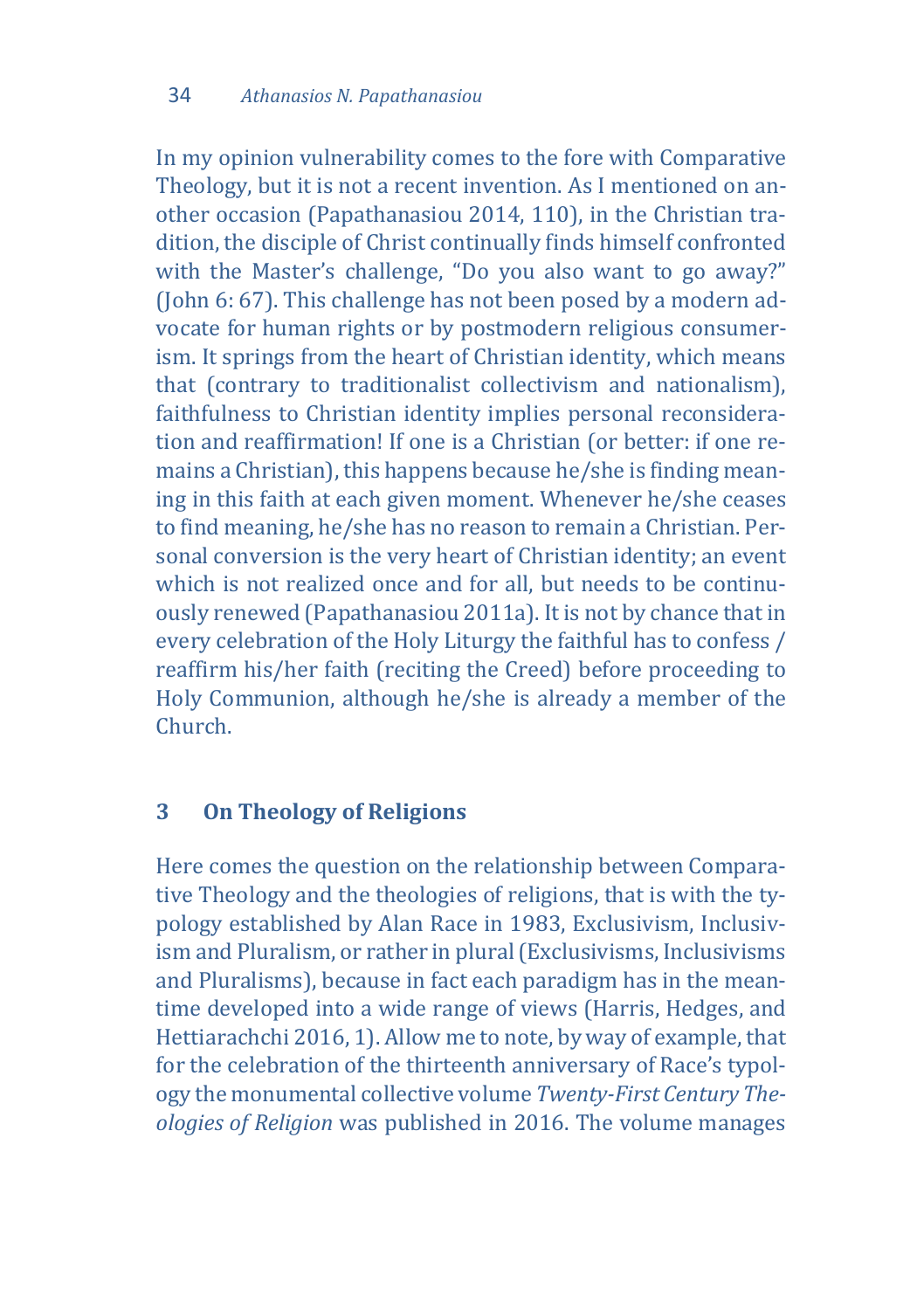In my opinion vulnerability comes to the fore with Comparative Theology, but it is not a recent invention. As I mentioned on another occasion (Papathanasiou 2014, 110), in the Christian tradition, the disciple of Christ continually finds himself confronted with the Master's challenge, "Do you also want to go away?" (John 6: 67). This challenge has not been posed by a modern advocate for human rights or by postmodern religious consumerism. It springs from the heart of Christian identity, which means that (contrary to traditionalist collectivism and nationalism), faithfulness to Christian identity implies personal reconsideration and reaffirmation! If one is a Christian (or better: if one remains a Christian), this happens because he/she is finding meaning in this faith at each given moment. Whenever he/she ceases to find meaning, he/she has no reason to remain a Christian. Personal conversion is the very heart of Christian identity; an event which is not realized once and for all, but needs to be continuously renewed (Papathanasiou 2011a). It is not by chance that in every celebration of the Holy Liturgy the faithful has to confess / reaffirm his/her faith (reciting the Creed) before proceeding to Holy Communion, although he/she is already a member of the Church.

## 3 On Theology of Religions

Here comes the question on the relationship between Comparative Theology and the theologies of religions, that is with the typology established by Alan Race in 1983, Exclusivism, Inclusivism and Pluralism, or rather in plural (Exclusivisms, Inclusivisms and Pluralisms), because in fact each paradigm has in the meantime developed into a wide range of views (Harris, Hedges, and Hettiarachchi 2016, 1). Allow me to note, by way of example, that for the celebration of the thirteenth anniversary of Race's typology the monumental collective volume *Twenty-First Century Theologies of Religion* was published in 2016. The volume manages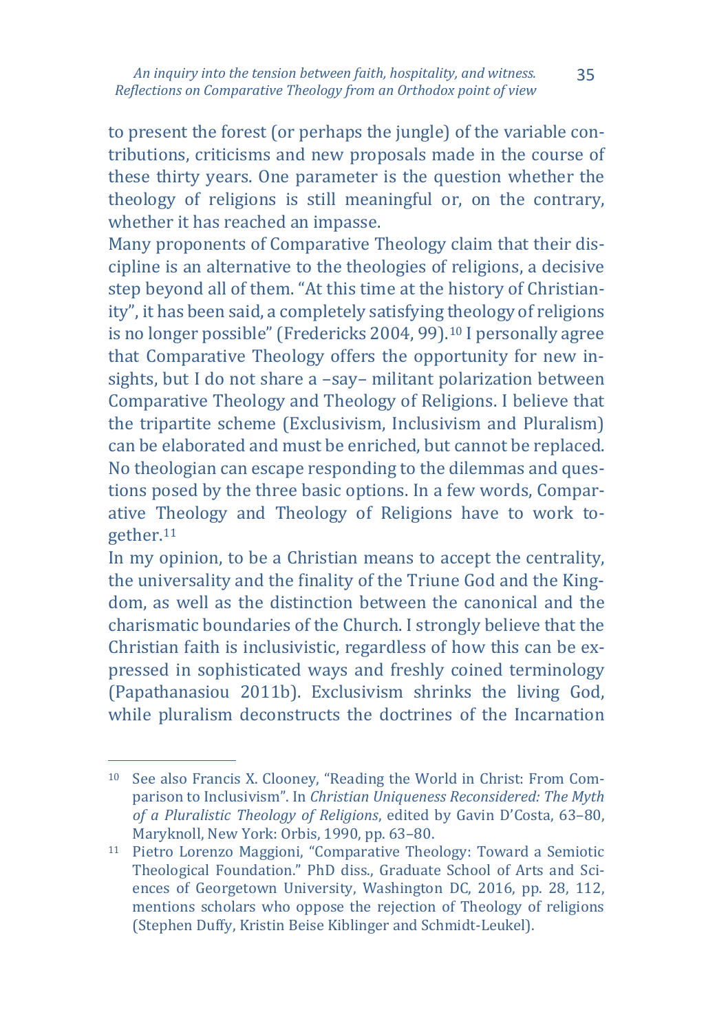to present the forest (or perhaps the jungle) of the variable contributions, criticisms and new proposals made in the course of these thirty years. One parameter is the question whether the theology of religions is still meaningful or, on the contrary, whether it has reached an impasse.

Many proponents of Comparative Theology claim that their discipline is an alternative to the theologies of religions, a decisive step beyond all of them. "At this time at the history of Christianity", it has been said, a completely satisfying theology of religions is no longer possible" (Fredericks 2004, 99).[10] I personally agree that Comparative Theology offers the opportunity for new insights, but I do not share a –say– militant polarization between Comparative Theology and Theology of Religions. I believe that the tripartite scheme (Exclusivism, Inclusivism and Pluralism) can be elaborated and must be enriched, but cannot be replaced. No theologian can escape responding to the dilemmas and questions posed by the three basic options. In a few words, Comparative Theology and Theology of Religions have to work together.[11]

In my opinion, to be a Christian means to accept the centrality, the universality and the finality of the Triune God and the Kingdom, as well as the distinction between the canonical and the charismatic boundaries of the Church. I strongly believe that the Christian faith is inclusivistic, regardless of how this can be expressed in sophisticated ways and freshly coined terminology (Papathanasiou 2011b). Exclusivism shrinks the living God, while pluralism deconstructs the doctrines of the Incarnation

---

[10] See also Francis X. Clooney, "Reading the World in Christ: From Comparison to Inclusivism". In *Christian Uniqueness Reconsidered: The Myth of a Pluralistic Theology of Religions*, edited by Gavin D'Costa, 63–80, Maryknoll, New York: Orbis, 1990, pp. 63–80.

[11] Pietro Lorenzo Maggioni, "Comparative Theology: Toward a Semiotic Theological Foundation." PhD diss., Graduate School of Arts and Sciences of Georgetown University, Washington DC, 2016, pp. 28, 112, mentions scholars who oppose the rejection of Theology of religions (Stephen Duffy, Kristin Beise Kiblinger and Schmidt-Leukel).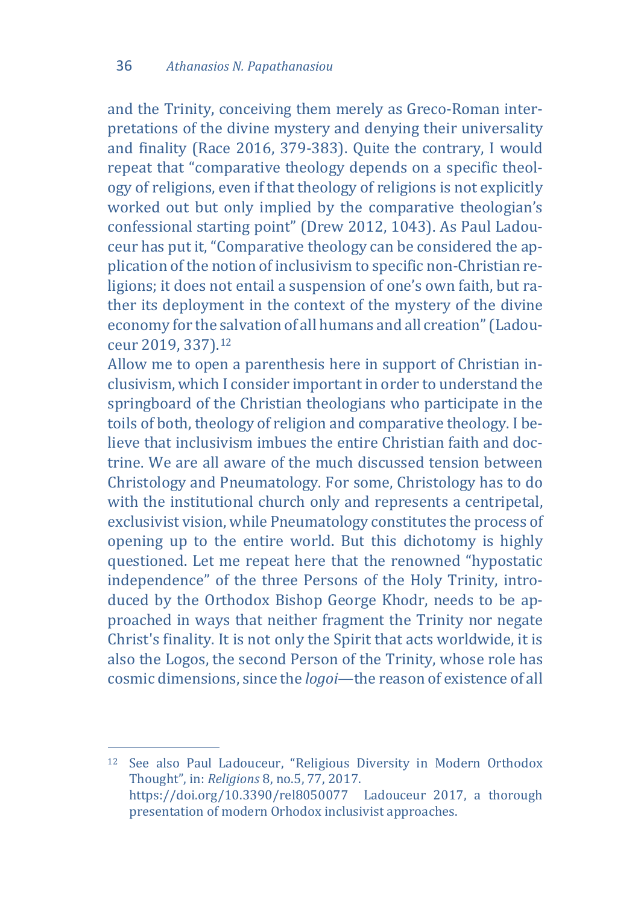and the Trinity, conceiving them merely as Greco-Roman interpretations of the divine mystery and denying their universality and finality (Race 2016, 379-383). Quite the contrary, I would repeat that "comparative theology depends on a specific theology of religions, even if that theology of religions is not explicitly worked out but only implied by the comparative theologian's confessional starting point" (Drew 2012, 1043). As Paul Ladouceur has put it, "Comparative theology can be considered the application of the notion of inclusivism to specific non-Christian religions; it does not entail a suspension of one's own faith, but rather its deployment in the context of the mystery of the divine economy for the salvation of all humans and all creation" (Ladouceur 2019, 337).[12]

Allow me to open a parenthesis here in support of Christian inclusivism, which I consider important in order to understand the springboard of the Christian theologians who participate in the toils of both, theology of religion and comparative theology. I believe that inclusivism imbues the entire Christian faith and doctrine. We are all aware of the much discussed tension between Christology and Pneumatology. For some, Christology has to do with the institutional church only and represents a centripetal, exclusivist vision, while Pneumatology constitutes the process of opening up to the entire world. But this dichotomy is highly questioned. Let me repeat here that the renowned "hypostatic independence" of the three Persons of the Holy Trinity, introduced by the Orthodox Bishop George Khodr, needs to be approached in ways that neither fragment the Trinity nor negate Christ's finality. It is not only the Spirit that acts worldwide, it is also the Logos, the second Person of the Trinity, whose role has cosmic dimensions, since the *logoi*—the reason of existence of all

---

[12] See also Paul Ladouceur, "Religious Diversity in Modern Orthodox Thought", in: *Religions* 8, no.5, 77, 2017. https://doi.org/10.3390/rel8050077 Ladouceur 2017, a thorough presentation of modern Orhodox inclusivist approaches.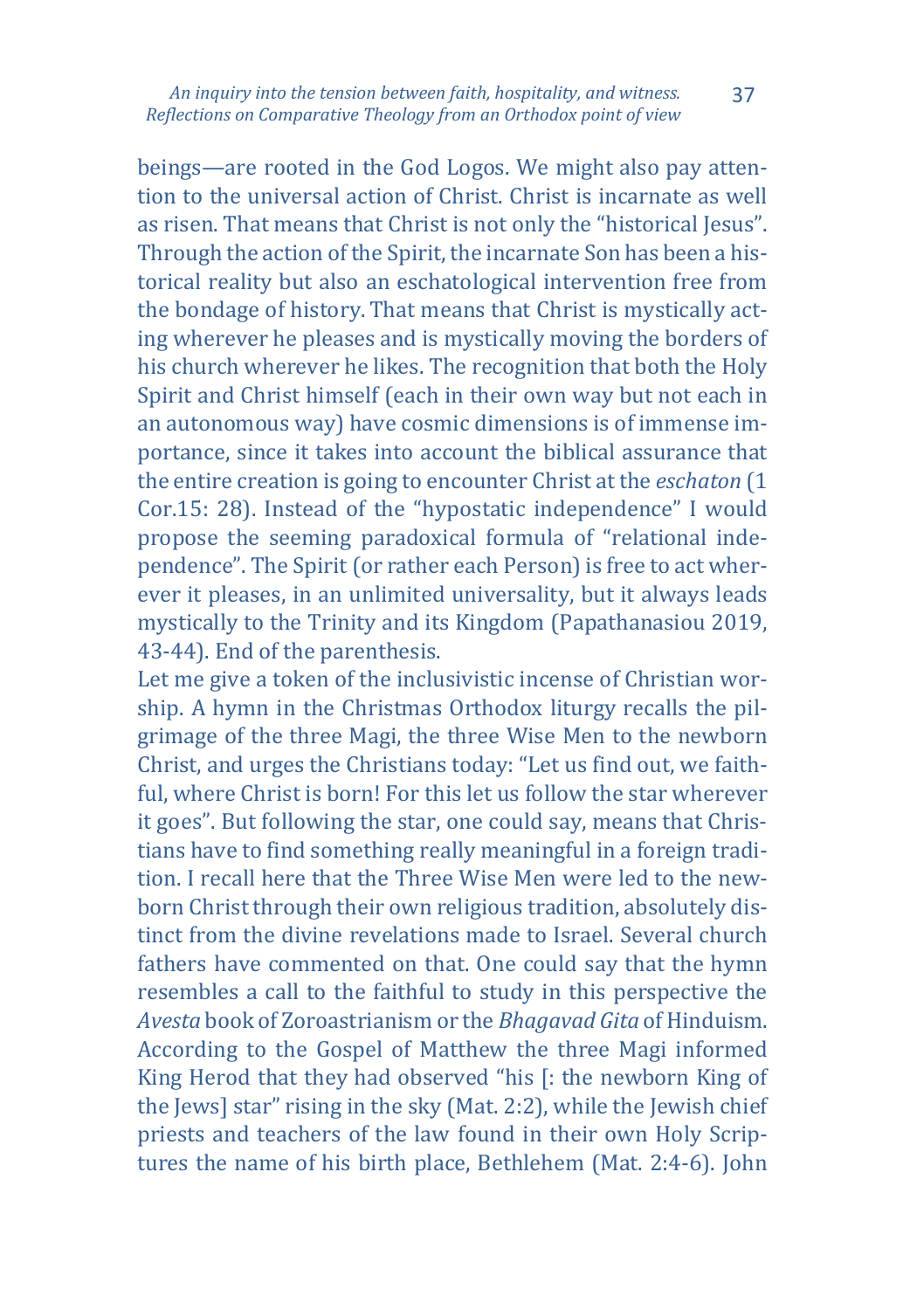beings—are rooted in the God Logos. We might also pay attention to the universal action of Christ. Christ is incarnate as well as risen. That means that Christ is not only the "historical Jesus". Through the action of the Spirit, the incarnate Son has been a historical reality but also an eschatological intervention free from the bondage of history. That means that Christ is mystically acting wherever he pleases and is mystically moving the borders of his church wherever he likes. The recognition that both the Holy Spirit and Christ himself (each in their own way but not each in an autonomous way) have cosmic dimensions is of immense importance, since it takes into account the biblical assurance that the entire creation is going to encounter Christ at the *eschaton* (1 Cor.15: 28). Instead of the "hypostatic independence" I would propose the seeming paradoxical formula of "relational independence". The Spirit (or rather each Person) is free to act wherever it pleases, in an unlimited universality, but it always leads mystically to the Trinity and its Kingdom (Papathanasiou 2019, 43-44). End of the parenthesis.

Let me give a token of the inclusivistic incense of Christian worship. A hymn in the Christmas Orthodox liturgy recalls the pilgrimage of the three Magi, the three Wise Men to the newborn Christ, and urges the Christians today: "Let us find out, we faithful, where Christ is born! For this let us follow the star wherever it goes". But following the star, one could say, means that Christians have to find something really meaningful in a foreign tradition. I recall here that the Three Wise Men were led to the newborn Christ through their own religious tradition, absolutely distinct from the divine revelations made to Israel. Several church fathers have commented on that. One could say that the hymn resembles a call to the faithful to study in this perspective the *Avesta* book of Zoroastrianism or the *Bhagavad Gita* of Hinduism. According to the Gospel of Matthew the three Magi informed King Herod that they had observed "his [: the newborn King of the Jews] star" rising in the sky (Mat. 2:2), while the Jewish chief priests and teachers of the law found in their own Holy Scriptures the name of his birth place, Bethlehem (Mat. 2:4-6). John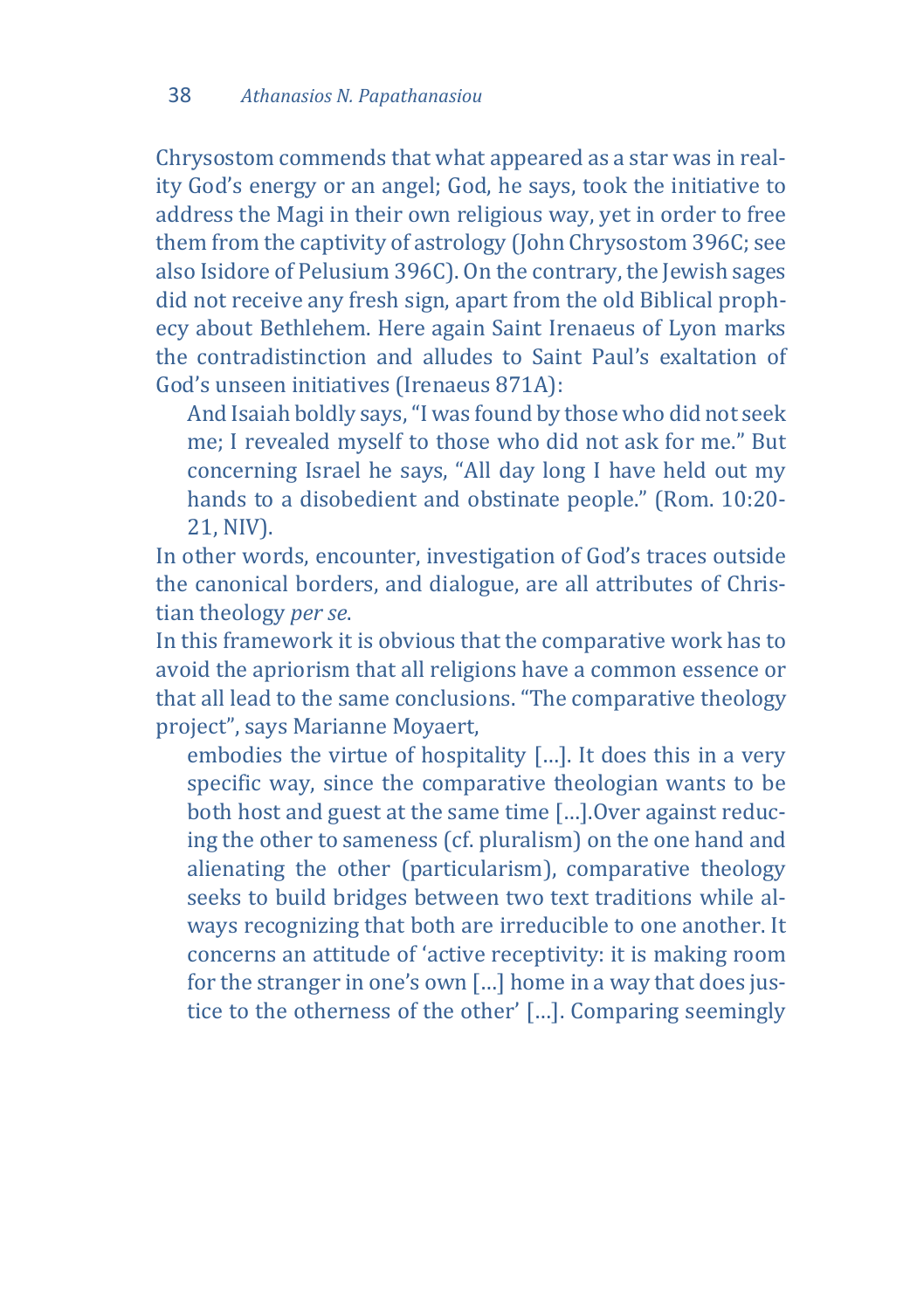Chrysostom commends that what appeared as a star was in reality God's energy or an angel; God, he says, took the initiative to address the Magi in their own religious way, yet in order to free them from the captivity of astrology (John Chrysostom 396C; see also Isidore of Pelusium 396C). On the contrary, the Jewish sages did not receive any fresh sign, apart from the old Biblical prophecy about Bethlehem. Here again Saint Irenaeus of Lyon marks the contradistinction and alludes to Saint Paul's exaltation of God's unseen initiatives (Irenaeus 871A):

> And Isaiah boldly says, "I was found by those who did not seek me; I revealed myself to those who did not ask for me." But concerning Israel he says, "All day long I have held out my hands to a disobedient and obstinate people." (Rom. 10:20-21, NIV).

In other words, encounter, investigation of God's traces outside the canonical borders, and dialogue, are all attributes of Christian theology *per se*.

In this framework it is obvious that the comparative work has to avoid the apriorism that all religions have a common essence or that all lead to the same conclusions. "The comparative theology project", says Marianne Moyaert,

> embodies the virtue of hospitality […]. It does this in a very specific way, since the comparative theologian wants to be both host and guest at the same time […].Over against reducing the other to sameness (cf. pluralism) on the one hand and alienating the other (particularism), comparative theology seeks to build bridges between two text traditions while always recognizing that both are irreducible to one another. It concerns an attitude of 'active receptivity: it is making room for the stranger in one's own […] home in a way that does justice to the otherness of the other' […]. Comparing seemingly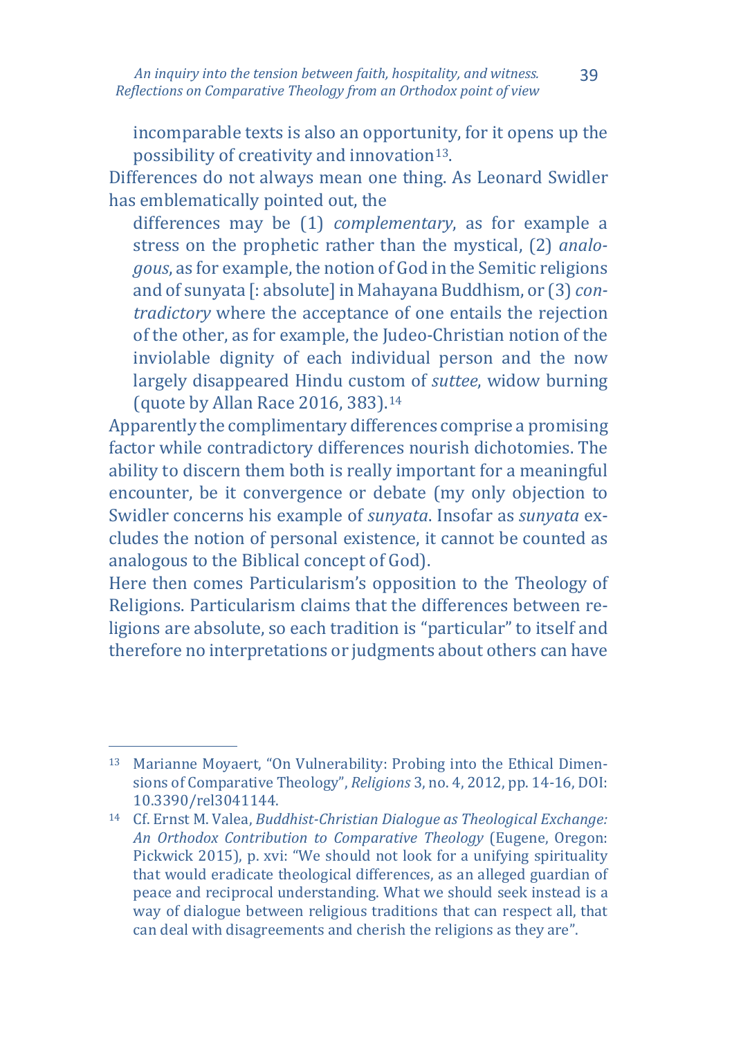> incomparable texts is also an opportunity, for it opens up the possibility of creativity and innovation[13].

Differences do not always mean one thing. As Leonard Swidler has emblematically pointed out, the

> differences may be (1) *complementary*, as for example a stress on the prophetic rather than the mystical, (2) *analogous*, as for example, the notion of God in the Semitic religions and of sunyata [: absolute] in Mahayana Buddhism, or (3) *contradictory* where the acceptance of one entails the rejection of the other, as for example, the Judeo-Christian notion of the inviolable dignity of each individual person and the now largely disappeared Hindu custom of *suttee*, widow burning (quote by Allan Race 2016, 383).[14]

Apparently the complimentary differences comprise a promising factor while contradictory differences nourish dichotomies. The ability to discern them both is really important for a meaningful encounter, be it convergence or debate (my only objection to Swidler concerns his example of *sunyata*. Insofar as *sunyata* excludes the notion of personal existence, it cannot be counted as analogous to the Biblical concept of God).

Here then comes Particularism's opposition to the Theology of Religions. Particularism claims that the differences between religions are absolute, so each tradition is "particular" to itself and therefore no interpretations or judgments about others can have

---

[13] Marianne Moyaert, "On Vulnerability: Probing into the Ethical Dimensions of Comparative Theology", *Religions* 3, no. 4, 2012, pp. 14-16, DOI: 10.3390/rel3041144.

[14] Cf. Ernst M. Valea, *Buddhist-Christian Dialogue as Theological Exchange: An Orthodox Contribution to Comparative Theology* (Eugene, Oregon: Pickwick 2015), p. xvi: "We should not look for a unifying spirituality that would eradicate theological differences, as an alleged guardian of peace and reciprocal understanding. What we should seek instead is a way of dialogue between religious traditions that can respect all, that can deal with disagreements and cherish the religions as they are".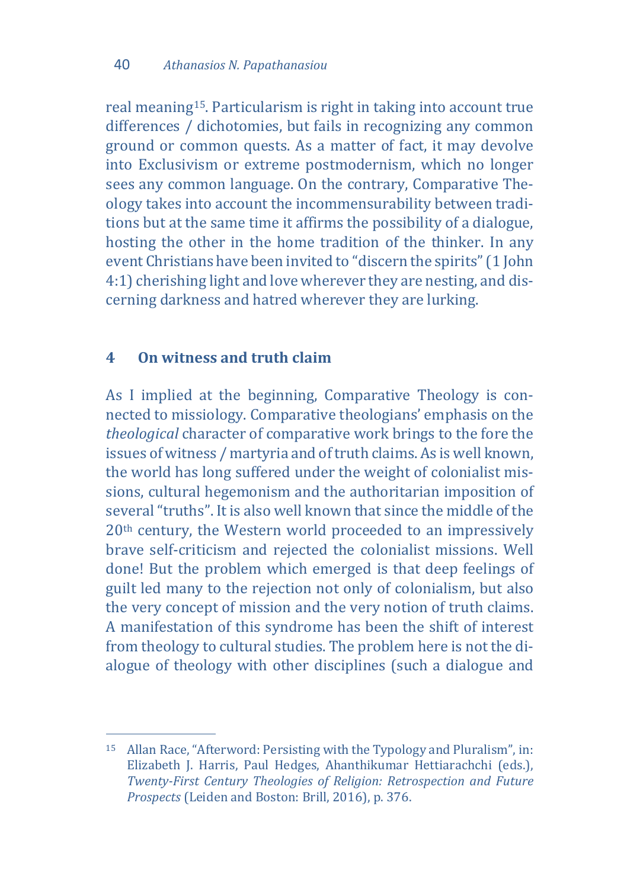real meaning[15]. Particularism is right in taking into account true differences / dichotomies, but fails in recognizing any common ground or common quests. As a matter of fact, it may devolve into Exclusivism or extreme postmodernism, which no longer sees any common language. On the contrary, Comparative Theology takes into account the incommensurability between traditions but at the same time it affirms the possibility of a dialogue, hosting the other in the home tradition of the thinker. In any event Christians have been invited to "discern the spirits" (1 John 4:1) cherishing light and love wherever they are nesting, and discerning darkness and hatred wherever they are lurking.

## 4 On witness and truth claim

As I implied at the beginning, Comparative Theology is connected to missiology. Comparative theologians' emphasis on the *theological* character of comparative work brings to the fore the issues of witness / martyria and of truth claims. As is well known, the world has long suffered under the weight of colonialist missions, cultural hegemonism and the authoritarian imposition of several "truths". It is also well known that since the middle of the 20th century, the Western world proceeded to an impressively brave self-criticism and rejected the colonialist missions. Well done! But the problem which emerged is that deep feelings of guilt led many to the rejection not only of colonialism, but also the very concept of mission and the very notion of truth claims. A manifestation of this syndrome has been the shift of interest from theology to cultural studies. The problem here is not the dialogue of theology with other disciplines (such a dialogue and

---

[15] Allan Race, "Afterword: Persisting with the Typology and Pluralism", in: Elizabeth J. Harris, Paul Hedges, Ahanthikumar Hettiarachchi (eds.), *Twenty-First Century Theologies of Religion: Retrospection and Future Prospects* (Leiden and Boston: Brill, 2016), p. 376.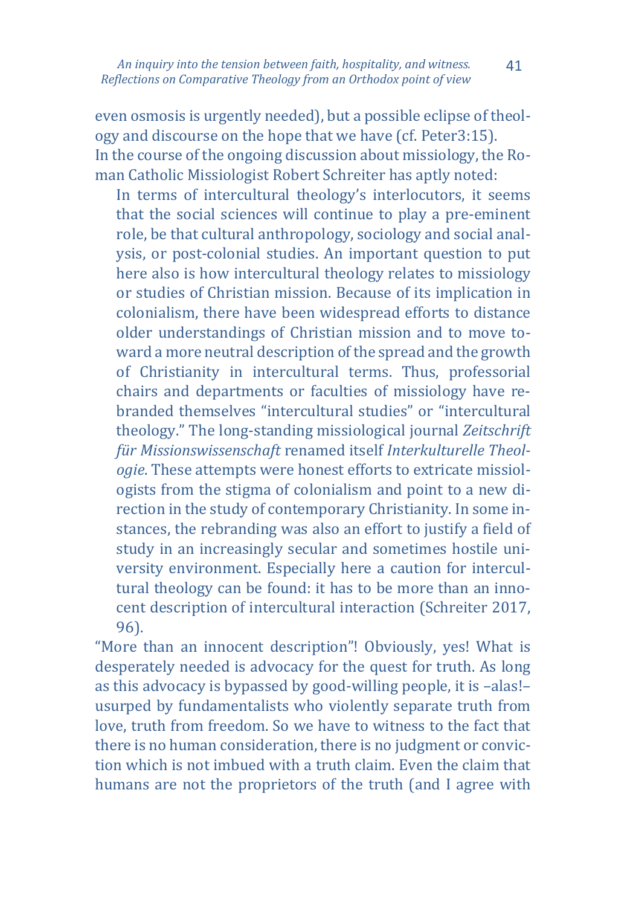even osmosis is urgently needed), but a possible eclipse of theology and discourse on the hope that we have (cf. Peter3:15). In the course of the ongoing discussion about missiology, the Roman Catholic Missiologist Robert Schreiter has aptly noted:

> In terms of intercultural theology's interlocutors, it seems that the social sciences will continue to play a pre-eminent role, be that cultural anthropology, sociology and social analysis, or post-colonial studies. An important question to put here also is how intercultural theology relates to missiology or studies of Christian mission. Because of its implication in colonialism, there have been widespread efforts to distance older understandings of Christian mission and to move toward a more neutral description of the spread and the growth of Christianity in intercultural terms. Thus, professorial chairs and departments or faculties of missiology have rebranded themselves "intercultural studies" or "intercultural theology." The long-standing missiological journal *Zeitschrift für Missionswissenschaft* renamed itself *Interkulturelle Theologie*. These attempts were honest efforts to extricate missiologists from the stigma of colonialism and point to a new direction in the study of contemporary Christianity. In some instances, the rebranding was also an effort to justify a field of study in an increasingly secular and sometimes hostile university environment. Especially here a caution for intercultural theology can be found: it has to be more than an innocent description of intercultural interaction (Schreiter 2017, 96).

"More than an innocent description"! Obviously, yes! What is desperately needed is advocacy for the quest for truth. As long as this advocacy is bypassed by good-willing people, it is –alas!– usurped by fundamentalists who violently separate truth from love, truth from freedom. So we have to witness to the fact that there is no human consideration, there is no judgment or conviction which is not imbued with a truth claim. Even the claim that humans are not the proprietors of the truth (and I agree with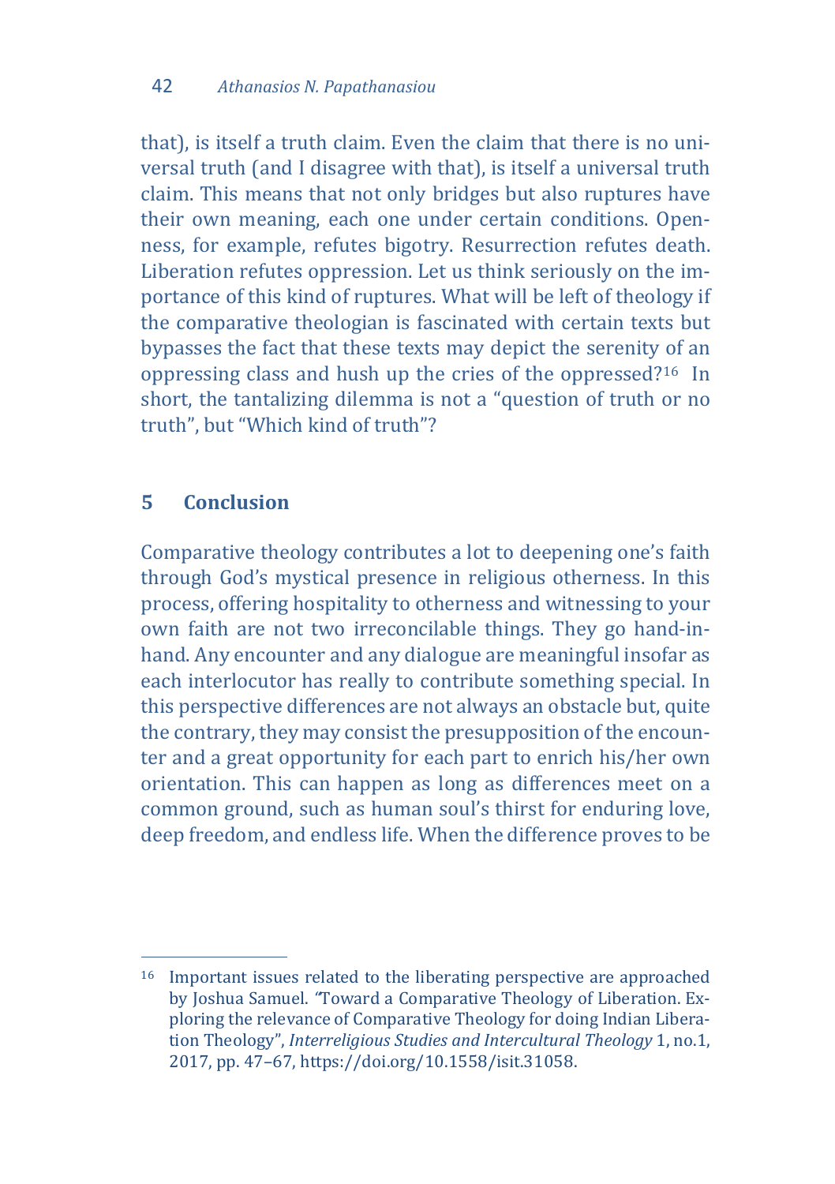that), is itself a truth claim. Even the claim that there is no universal truth (and I disagree with that), is itself a universal truth claim. This means that not only bridges but also ruptures have their own meaning, each one under certain conditions. Openness, for example, refutes bigotry. Resurrection refutes death. Liberation refutes oppression. Let us think seriously on the importance of this kind of ruptures. What will be left of theology if the comparative theologian is fascinated with certain texts but bypasses the fact that these texts may depict the serenity of an oppressing class and hush up the cries of the oppressed?[16] In short, the tantalizing dilemma is not a "question of truth or no truth", but "Which kind of truth"?

## 5 Conclusion

Comparative theology contributes a lot to deepening one's faith through God's mystical presence in religious otherness. In this process, offering hospitality to otherness and witnessing to your own faith are not two irreconcilable things. They go hand-in-hand. Any encounter and any dialogue are meaningful insofar as each interlocutor has really to contribute something special. In this perspective differences are not always an obstacle but, quite the contrary, they may consist the presupposition of the encounter and a great opportunity for each part to enrich his/her own orientation. This can happen as long as differences meet on a common ground, such as human soul's thirst for enduring love, deep freedom, and endless life. When the difference proves to be

---

[16] Important issues related to the liberating perspective are approached by Joshua Samuel. "Toward a Comparative Theology of Liberation. Exploring the relevance of Comparative Theology for doing Indian Liberation Theology", *Interreligious Studies and Intercultural Theology* 1, no.1, 2017, pp. 47–67, https://doi.org/10.1558/isit.31058.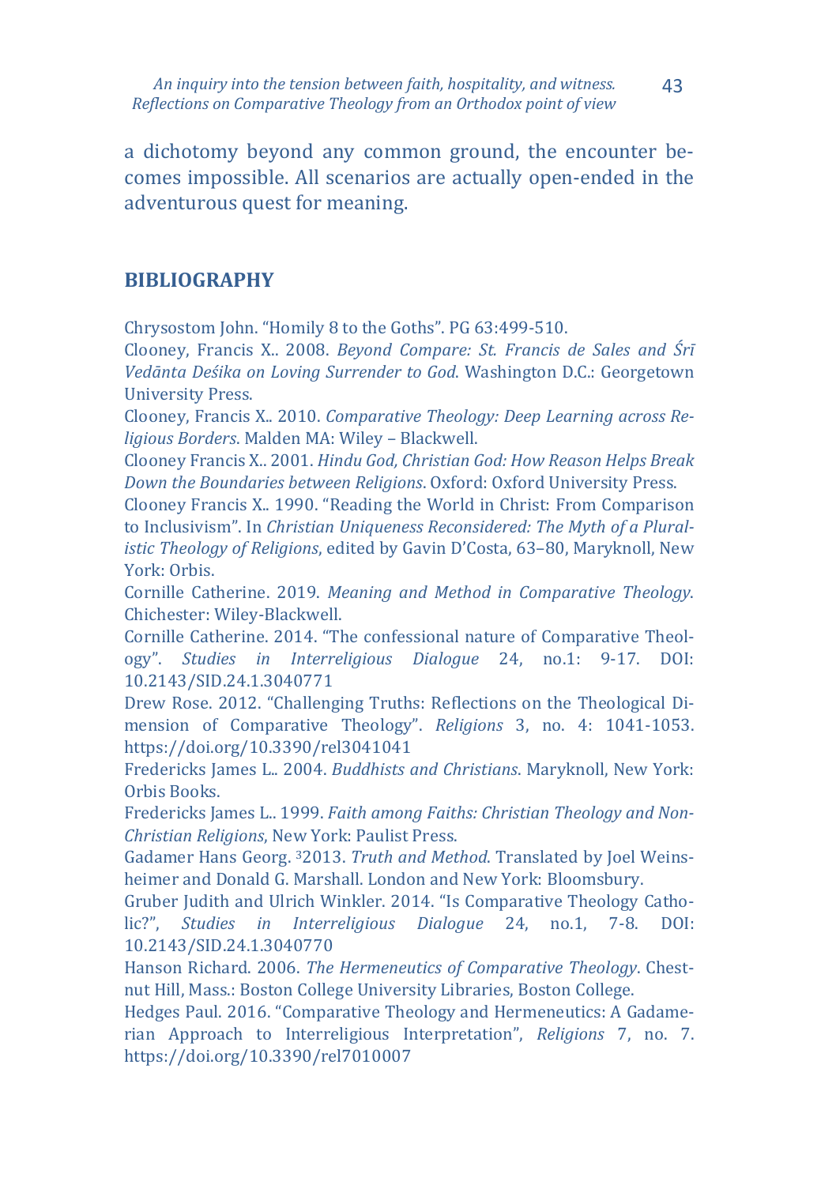a dichotomy beyond any common ground, the encounter becomes impossible. All scenarios are actually open-ended in the adventurous quest for meaning.

## BIBLIOGRAPHY

Chrysostom John. "Homily 8 to the Goths". PG 63:499-510.

Clooney, Francis X.. 2008. *Beyond Compare: St. Francis de Sales and Śrī Vedānta Deśika on Loving Surrender to God*. Washington D.C.: Georgetown University Press.

Clooney, Francis X.. 2010. *Comparative Theology: Deep Learning across Religious Borders*. Malden MA: Wiley – Blackwell.

Clooney Francis X.. 2001. *Hindu God, Christian God: How Reason Helps Break Down the Boundaries between Religions*. Oxford: Oxford University Press.

Clooney Francis X.. 1990. "Reading the World in Christ: From Comparison to Inclusivism". In *Christian Uniqueness Reconsidered: The Myth of a Pluralistic Theology of Religions*, edited by Gavin D'Costa, 63–80, Maryknoll, New York: Orbis.

Cornille Catherine. 2019. *Meaning and Method in Comparative Theology*. Chichester: Wiley-Blackwell.

Cornille Catherine. 2014. "The confessional nature of Comparative Theology". *Studies in Interreligious Dialogue* 24, no.1: 9-17. DOI: 10.2143/SID.24.1.3040771

Drew Rose. 2012. "Challenging Truths: Reflections on the Theological Dimension of Comparative Theology". *Religions* 3, no. 4: 1041-1053. https://doi.org/10.3390/rel3041041

Fredericks James L.. 2004. *Buddhists and Christians*. Maryknoll, New York: Orbis Books.

Fredericks James L.. 1999. *Faith among Faiths: Christian Theology and Non-Christian Religions*, New York: Paulist Press.

Gadamer Hans Georg. [3]2013. *Truth and Method*. Translated by Joel Weinsheimer and Donald G. Marshall. London and New York: Bloomsbury.

Gruber Judith and Ulrich Winkler. 2014. "Is Comparative Theology Catholic?", *Studies in Interreligious Dialogue* 24, no.1, 7-8. DOI: 10.2143/SID.24.1.3040770

Hanson Richard. 2006. *The Hermeneutics of Comparative Theology*. Chestnut Hill, Mass.: Boston College University Libraries, Boston College.

Hedges Paul. 2016. "Comparative Theology and Hermeneutics: A Gadamerian Approach to Interreligious Interpretation", *Religions* 7, no. 7. https://doi.org/10.3390/rel7010007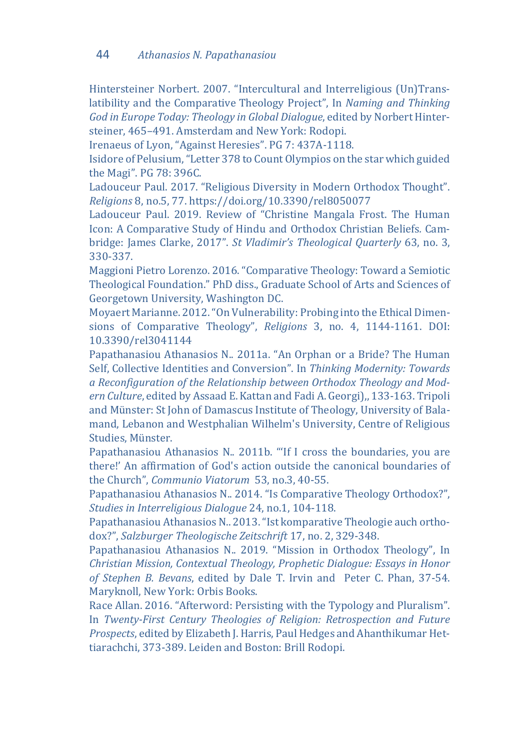Hintersteiner Norbert. 2007. “Intercultural and Interreligious (Un)Translatibility and the Comparative Theology Project”, In *Naming and Thinking God in Europe Today: Theology in Global Dialogue*, edited by Norbert Hintersteiner, 465–491. Amsterdam and New York: Rodopi.

Irenaeus of Lyon, “Against Heresies”. PG 7: 437A-1118.

Isidore of Pelusium, “Letter 378 to Count Olympios on the star which guided the Magi”. PG 78: 396C.

Ladouceur Paul. 2017. “Religious Diversity in Modern Orthodox Thought”. *Religions* 8, no.5, 77. https://doi.org/10.3390/rel8050077

Ladouceur Paul. 2019. Review of “Christine Mangala Frost. The Human Icon: A Comparative Study of Hindu and Orthodox Christian Beliefs. Cambridge: James Clarke, 2017”. *St Vladimir's Theological Quarterly* 63, no. 3, 330-337.

Maggioni Pietro Lorenzo. 2016. “Comparative Theology: Toward a Semiotic Theological Foundation.” PhD diss., Graduate School of Arts and Sciences of Georgetown University, Washington DC.

Moyaert Marianne. 2012. “On Vulnerability: Probing into the Ethical Dimensions of Comparative Theology”, *Religions* 3, no. 4, 1144-1161. DOI: 10.3390/rel3041144

Papathanasiou Athanasios N.. 2011a. “An Orphan or a Bride? The Human Self, Collective Identities and Conversion”. In *Thinking Modernity: Towards a Reconfiguration of the Relationship between Orthodox Theology and Modern Culture*, edited by Assaad E. Kattan and Fadi A. Georgi),, 133-163. Tripoli and Münster: St John of Damascus Institute of Theology, University of Balamand, Lebanon and Westphalian Wilhelm's University, Centre of Religious Studies, Münster.

Papathanasiou Athanasios N.. 2011b. “'If I cross the boundaries, you are there!' An affirmation of God's action outside the canonical boundaries of the Church”, *Communio Viatorum* 53, no.3, 40-55.

Papathanasiou Athanasios N.. 2014. “Is Comparative Theology Orthodox?”, *Studies in Interreligious Dialogue* 24, no.1, 104-118.

Papathanasiou Athanasios N.. 2013. “Ist komparative Theologie auch orthodox?”, *Salzburger Theologische Zeitschrift* 17, no. 2, 329-348.

Papathanasiou Athanasios N.. 2019. “Mission in Orthodox Theology”, In *Christian Mission, Contextual Theology, Prophetic Dialogue: Essays in Honor of Stephen B. Bevans*, edited by Dale T. Irvin and Peter C. Phan, 37-54. Maryknoll, New York: Orbis Books.

Race Allan. 2016. “Afterword: Persisting with the Typology and Pluralism”. In *Twenty-First Century Theologies of Religion: Retrospection and Future Prospects*, edited by Elizabeth J. Harris, Paul Hedges and Ahanthikumar Hettiarachchi, 373-389. Leiden and Boston: Brill Rodopi.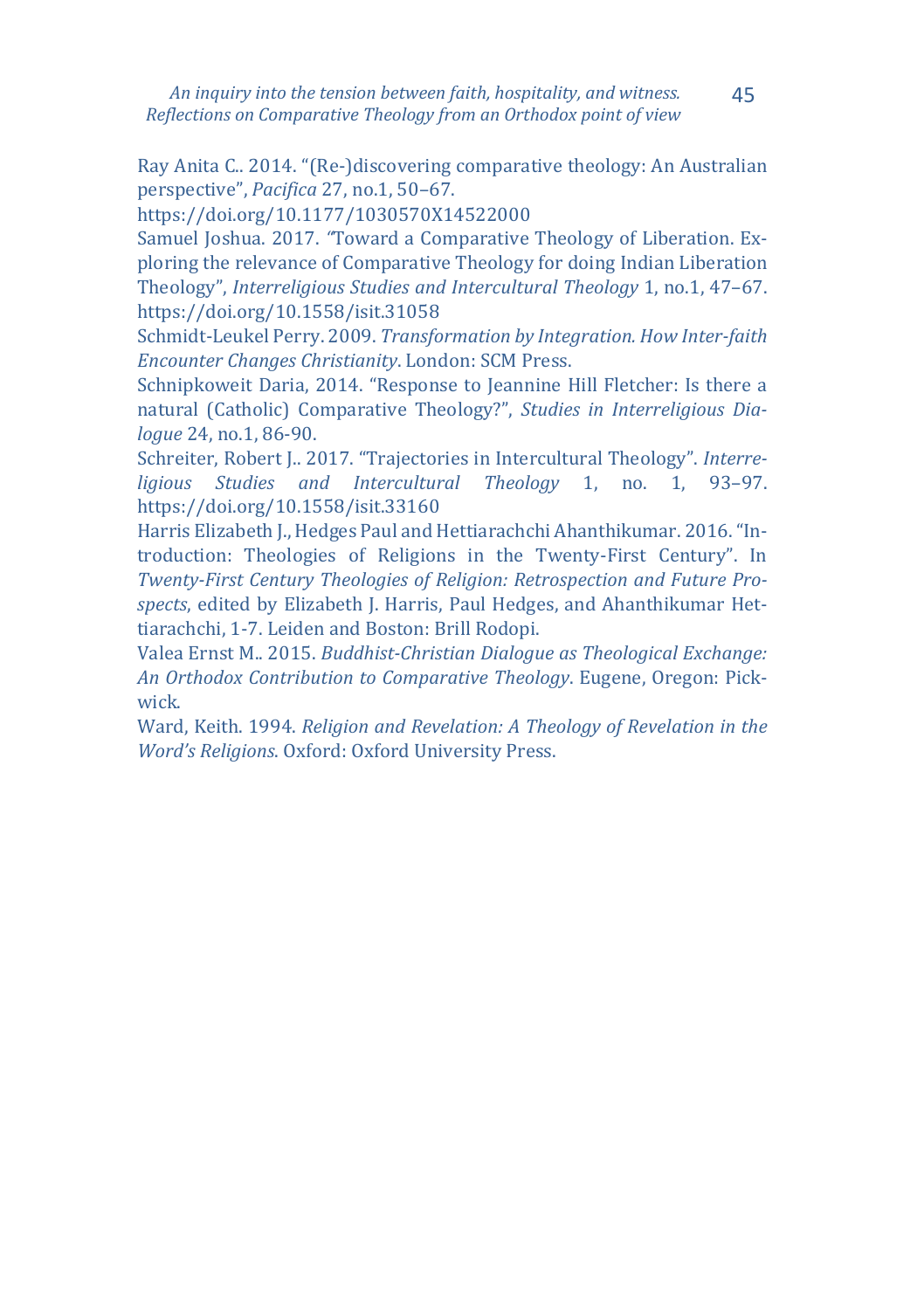Ray Anita C.. 2014. "(Re-)discovering comparative theology: An Australian perspective", *Pacifica* 27, no.1, 50–67. https://doi.org/10.1177/1030570X14522000

Samuel Joshua. 2017. "Toward a Comparative Theology of Liberation. Exploring the relevance of Comparative Theology for doing Indian Liberation Theology", *Interreligious Studies and Intercultural Theology* 1, no.1, 47–67. https://doi.org/10.1558/isit.31058

Schmidt-Leukel Perry. 2009. *Transformation by Integration. How Inter-faith Encounter Changes Christianity*. London: SCM Press.

Schnipkoweit Daria, 2014. "Response to Jeannine Hill Fletcher: Is there a natural (Catholic) Comparative Theology?", *Studies in Interreligious Dialogue* 24, no.1, 86-90.

Schreiter, Robert J.. 2017. "Trajectories in Intercultural Theology". *Interreligious Studies and Intercultural Theology* 1, no. 1, 93–97. https://doi.org/10.1558/isit.33160

Harris Elizabeth J., Hedges Paul and Hettiarachchi Ahanthikumar. 2016. "Introduction: Theologies of Religions in the Twenty-First Century". In *Twenty-First Century Theologies of Religion: Retrospection and Future Prospects*, edited by Elizabeth J. Harris, Paul Hedges, and Ahanthikumar Hettiarachchi, 1-7. Leiden and Boston: Brill Rodopi.

Valea Ernst M.. 2015. *Buddhist-Christian Dialogue as Theological Exchange: An Orthodox Contribution to Comparative Theology*. Eugene, Oregon: Pickwick.

Ward, Keith. 1994. *Religion and Revelation: A Theology of Revelation in the Word's Religions*. Oxford: Oxford University Press.